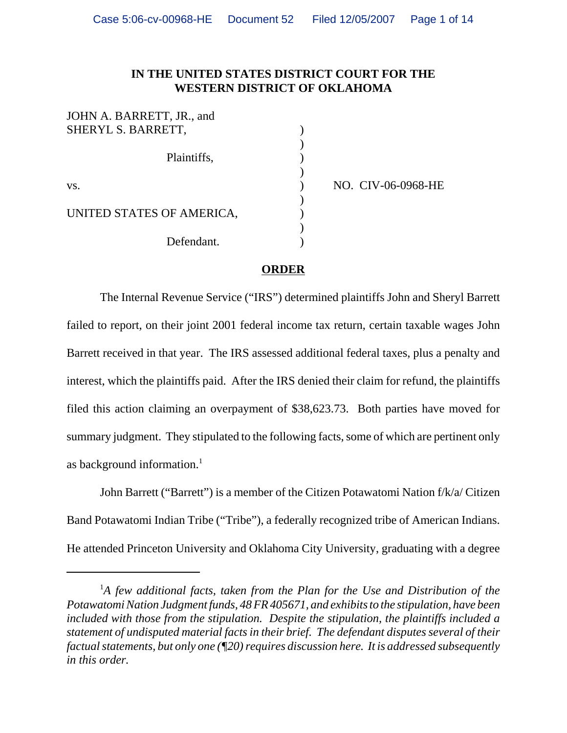**IN THE UNITED STATES DISTRICT COURT FOR THE WESTERN DISTRICT OF OKLAHOMA**

JOHN A. BARRETT, JR., and SHERYL S. BARRETT,

Plaintiffs,

vs.

UNITED STATES OF AMERICA,

Defendant.

NO. CIV-06-0968-HE

**ORDER**

The Internal Revenue Service ("IRS") determined plaintiffs John and Sheryl Barrett failed to report, on their joint 2001 federal income tax return, certain taxable wages John Barrett received in that year. The IRS assessed additional federal taxes, plus a penalty and interest, which the plaintiffs paid. After the IRS denied their claim for refund, the plaintiffs filed this action claiming an overpayment of $38,623.73. Both parties have moved for summary judgment. They stipulated to the following facts, some of which are pertinent only as background information.[1]

John Barrett ("Barrett") is a member of the Citizen Potawatomi Nation f/k/a/ Citizen Band Potawatomi Indian Tribe ("Tribe"), a federally recognized tribe of American Indians. He attended Princeton University and Oklahoma City University, graduating with a degree

[1] *A few additional facts, taken from the Plan for the Use and Distribution of the Potawatomi Nation Judgment funds, 48 FR 405671, and exhibits to the stipulation, have been included with those from the stipulation. Despite the stipulation, the plaintiffs included a statement of undisputed material facts in their brief. The defendant disputes several of their factual statements, but only one (¶20) requires discussion here. It is addressed subsequently in this order.*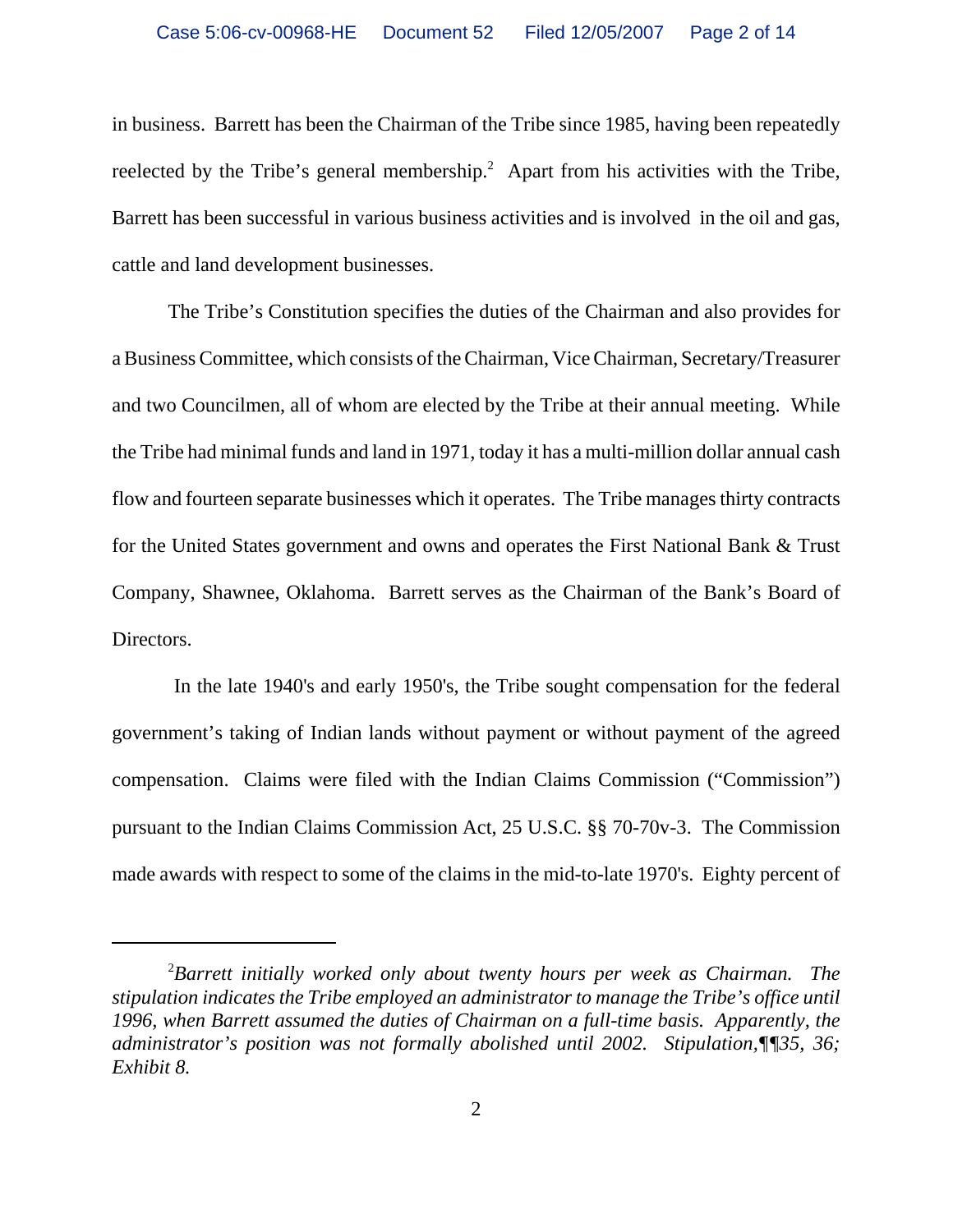in business. Barrett has been the Chairman of the Tribe since 1985, having been repeatedly reelected by the Tribe's general membership.[2] Apart from his activities with the Tribe, Barrett has been successful in various business activities and is involved in the oil and gas, cattle and land development businesses.

The Tribe's Constitution specifies the duties of the Chairman and also provides for a Business Committee, which consists of the Chairman, Vice Chairman, Secretary/Treasurer and two Councilmen, all of whom are elected by the Tribe at their annual meeting. While the Tribe had minimal funds and land in 1971, today it has a multi-million dollar annual cash flow and fourteen separate businesses which it operates. The Tribe manages thirty contracts for the United States government and owns and operates the First National Bank & Trust Company, Shawnee, Oklahoma. Barrett serves as the Chairman of the Bank's Board of Directors.

In the late 1940's and early 1950's, the Tribe sought compensation for the federal government's taking of Indian lands without payment or without payment of the agreed compensation. Claims were filed with the Indian Claims Commission ("Commission") pursuant to the Indian Claims Commission Act, 25 U.S.C. §§ 70-70v-3. The Commission made awards with respect to some of the claims in the mid-to-late 1970's. Eighty percent of

---

[2] *Barrett initially worked only about twenty hours per week as Chairman. The stipulation indicates the Tribe employed an administrator to manage the Tribe's office until 1996, when Barrett assumed the duties of Chairman on a full-time basis. Apparently, the administrator's position was not formally abolished until 2002. Stipulation,¶¶35, 36; Exhibit 8.*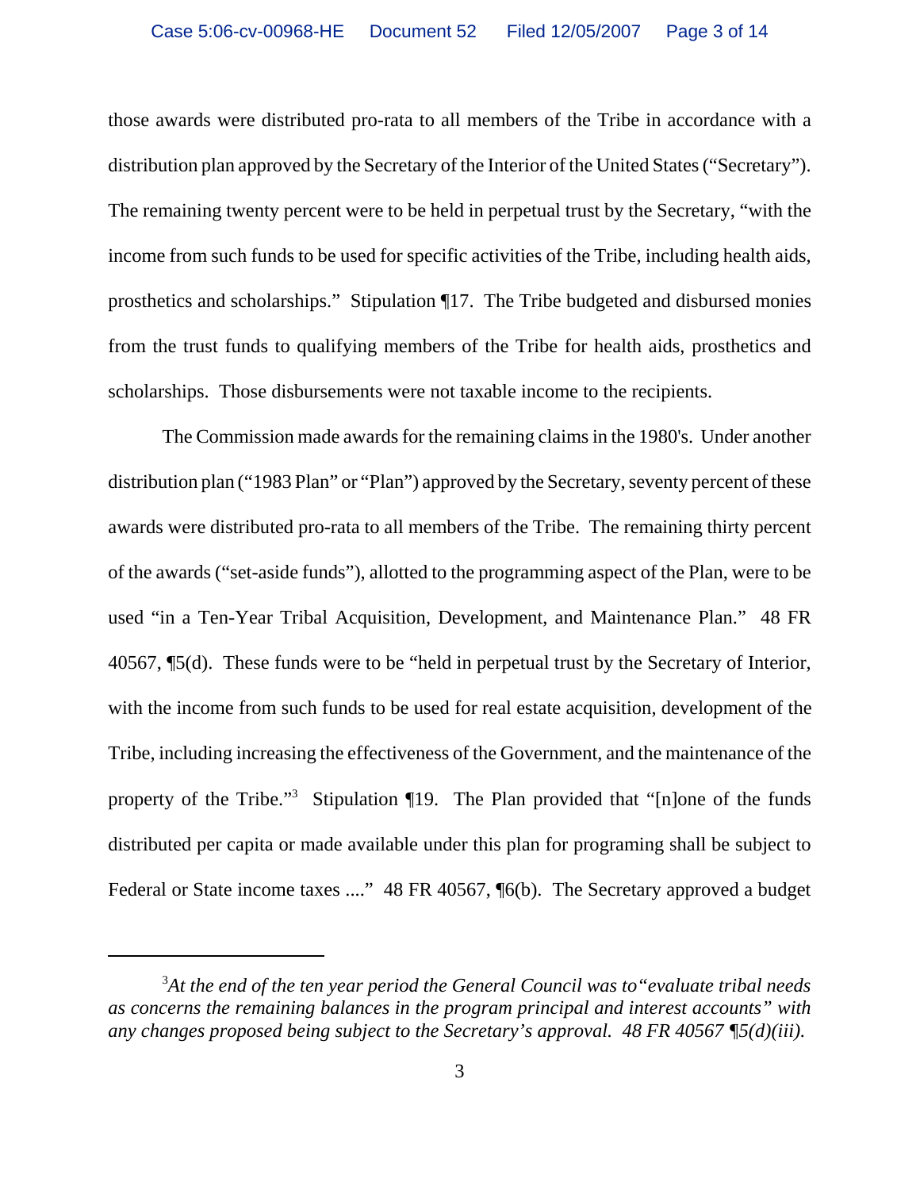those awards were distributed pro-rata to all members of the Tribe in accordance with a distribution plan approved by the Secretary of the Interior of the United States ("Secretary"). The remaining twenty percent were to be held in perpetual trust by the Secretary, "with the income from such funds to be used for specific activities of the Tribe, including health aids, prosthetics and scholarships." Stipulation ¶17. The Tribe budgeted and disbursed monies from the trust funds to qualifying members of the Tribe for health aids, prosthetics and scholarships. Those disbursements were not taxable income to the recipients.

The Commission made awards for the remaining claims in the 1980's. Under another distribution plan ("1983 Plan" or "Plan") approved by the Secretary, seventy percent of these awards were distributed pro-rata to all members of the Tribe. The remaining thirty percent of the awards ("set-aside funds"), allotted to the programming aspect of the Plan, were to be used "in a Ten-Year Tribal Acquisition, Development, and Maintenance Plan." 48 FR 40567, ¶5(d). These funds were to be "held in perpetual trust by the Secretary of Interior, with the income from such funds to be used for real estate acquisition, development of the Tribe, including increasing the effectiveness of the Government, and the maintenance of the property of the Tribe."[3] Stipulation ¶19. The Plan provided that "[n]one of the funds distributed per capita or made available under this plan for programing shall be subject to Federal or State income taxes ...." 48 FR 40567, ¶6(b). The Secretary approved a budget

---

[3] *At the end of the ten year period the General Council was to "evaluate tribal needs as concerns the remaining balances in the program principal and interest accounts" with any changes proposed being subject to the Secretary's approval. 48 FR 40567 ¶5(d)(iii).*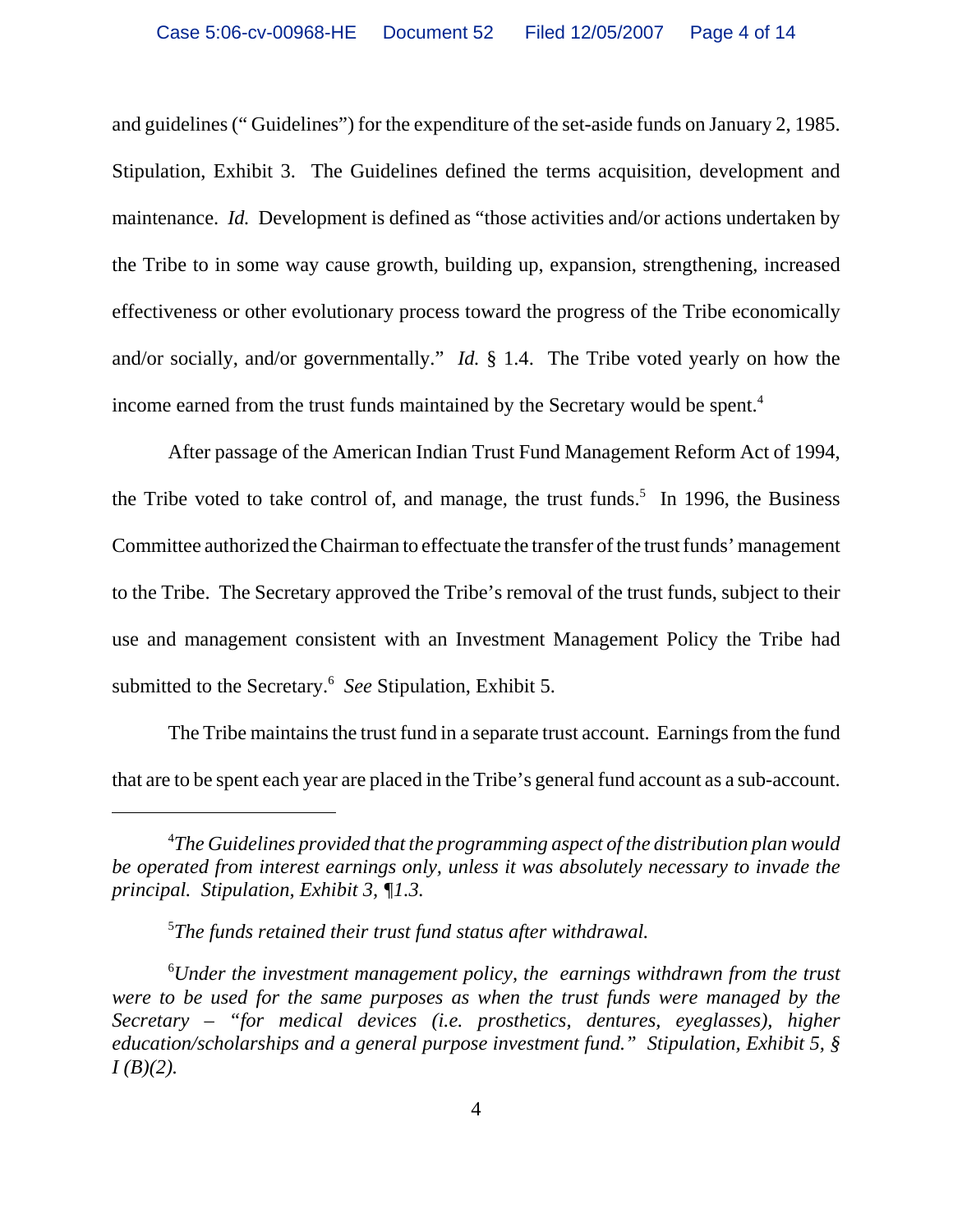and guidelines (" Guidelines") for the expenditure of the set-aside funds on January 2, 1985. Stipulation, Exhibit 3. The Guidelines defined the terms acquisition, development and maintenance. *Id.* Development is defined as "those activities and/or actions undertaken by the Tribe to in some way cause growth, building up, expansion, strengthening, increased effectiveness or other evolutionary process toward the progress of the Tribe economically and/or socially, and/or governmentally." *Id.* § 1.4. The Tribe voted yearly on how the income earned from the trust funds maintained by the Secretary would be spent.[4]

After passage of the American Indian Trust Fund Management Reform Act of 1994, the Tribe voted to take control of, and manage, the trust funds.[5] In 1996, the Business Committee authorized the Chairman to effectuate the transfer of the trust funds' management to the Tribe. The Secretary approved the Tribe's removal of the trust funds, subject to their use and management consistent with an Investment Management Policy the Tribe had submitted to the Secretary.[6] *See* Stipulation, Exhibit 5.

The Tribe maintains the trust fund in a separate trust account. Earnings from the fund that are to be spent each year are placed in the Tribe's general fund account as a sub-account.

---

[4] *The Guidelines provided that the programming aspect of the distribution plan would be operated from interest earnings only, unless it was absolutely necessary to invade the principal. Stipulation, Exhibit 3, ¶1.3.*

[5] *The funds retained their trust fund status after withdrawal.*

[6] *Under the investment management policy, the earnings withdrawn from the trust were to be used for the same purposes as when the trust funds were managed by the Secretary – "for medical devices (i.e. prosthetics, dentures, eyeglasses), higher education/scholarships and a general purpose investment fund." Stipulation, Exhibit 5, § I (B)(2).*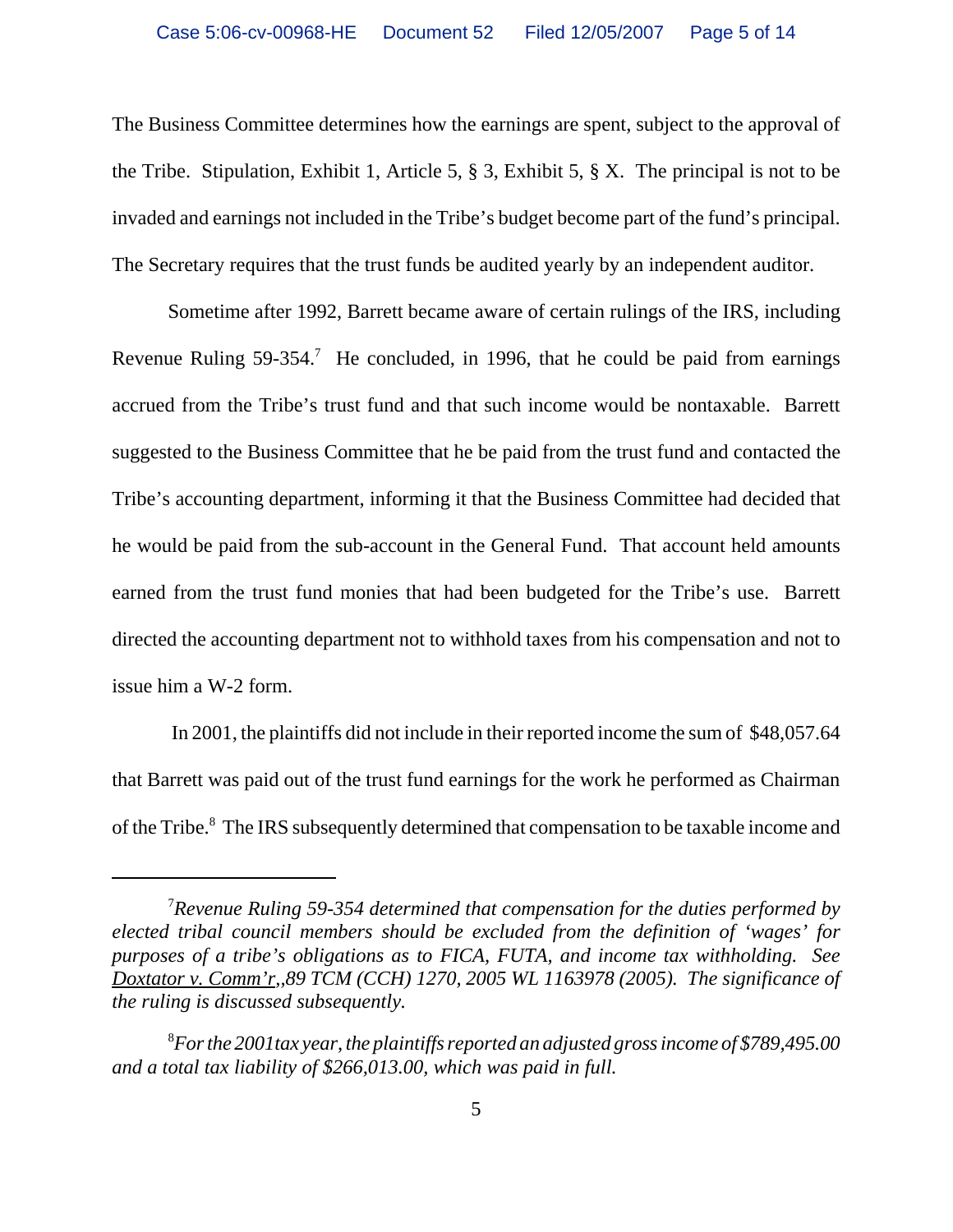The Business Committee determines how the earnings are spent, subject to the approval of the Tribe. Stipulation, Exhibit 1, Article 5, § 3, Exhibit 5, § X. The principal is not to be invaded and earnings not included in the Tribe's budget become part of the fund's principal. The Secretary requires that the trust funds be audited yearly by an independent auditor.

Sometime after 1992, Barrett became aware of certain rulings of the IRS, including Revenue Ruling 59-354.[7] He concluded, in 1996, that he could be paid from earnings accrued from the Tribe's trust fund and that such income would be nontaxable. Barrett suggested to the Business Committee that he be paid from the trust fund and contacted the Tribe's accounting department, informing it that the Business Committee had decided that he would be paid from the sub-account in the General Fund. That account held amounts earned from the trust fund monies that had been budgeted for the Tribe's use. Barrett directed the accounting department not to withhold taxes from his compensation and not to issue him a W-2 form.

In 2001, the plaintiffs did not include in their reported income the sum of $48,057.64 that Barrett was paid out of the trust fund earnings for the work he performed as Chairman of the Tribe.[8] The IRS subsequently determined that compensation to be taxable income and

---

[7]*Revenue Ruling 59-354 determined that compensation for the duties performed by elected tribal council members should be excluded from the definition of 'wages' for purposes of a tribe's obligations as to FICA, FUTA, and income tax withholding. See* <u>*Doxtator v. Comm'r*</u>*,,89 TCM (CCH) 1270, 2005 WL 1163978 (2005). The significance of the ruling is discussed subsequently.*

[8]*For the 2001tax year, the plaintiffs reported an adjusted gross income of $789,495.00 and a total tax liability of $266,013.00, which was paid in full.*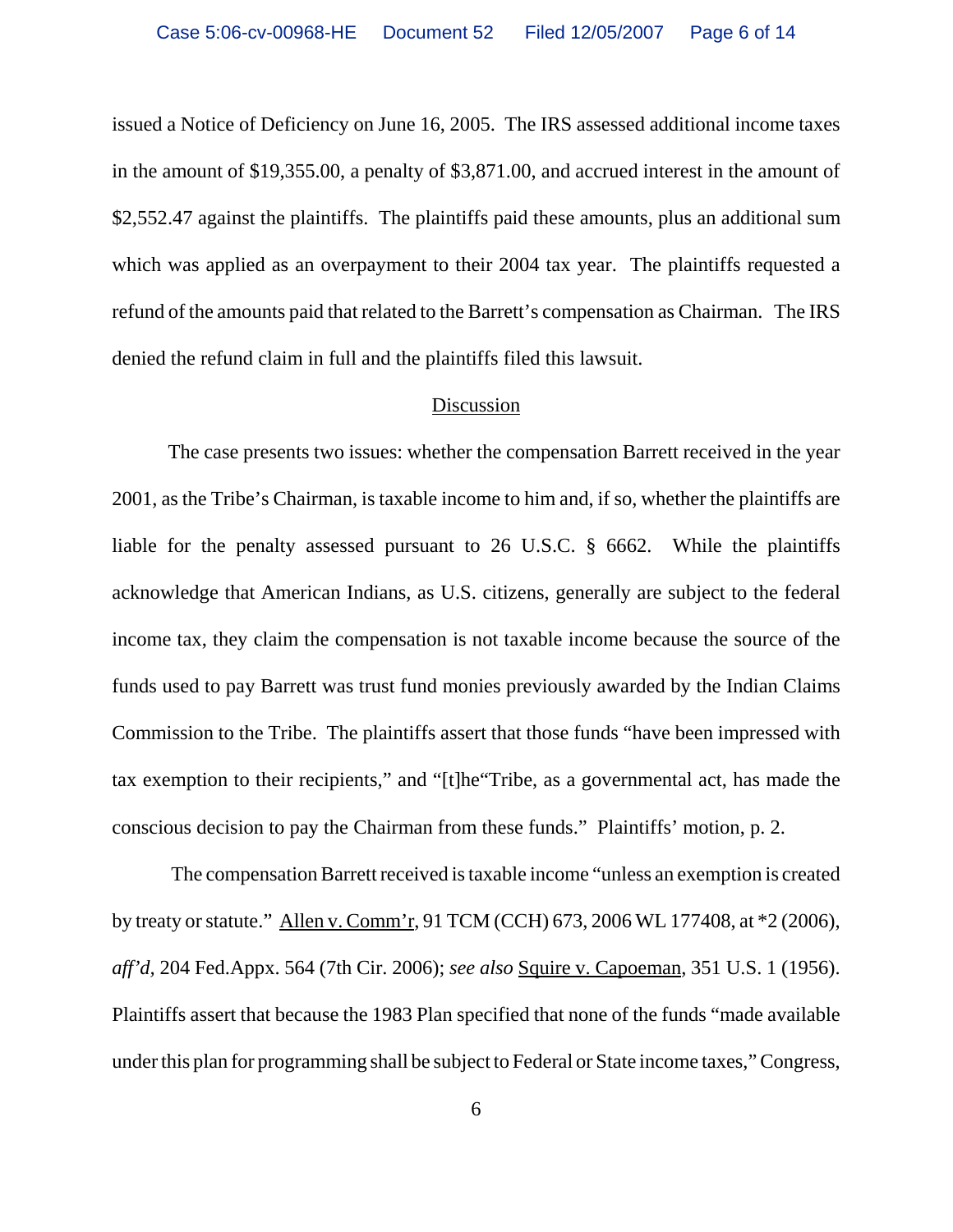issued a Notice of Deficiency on June 16, 2005. The IRS assessed additional income taxes in the amount of $19,355.00, a penalty of $3,871.00, and accrued interest in the amount of $2,552.47 against the plaintiffs. The plaintiffs paid these amounts, plus an additional sum which was applied as an overpayment to their 2004 tax year. The plaintiffs requested a refund of the amounts paid that related to the Barrett's compensation as Chairman. The IRS denied the refund claim in full and the plaintiffs filed this lawsuit.

Discussion

The case presents two issues: whether the compensation Barrett received in the year 2001, as the Tribe's Chairman, is taxable income to him and, if so, whether the plaintiffs are liable for the penalty assessed pursuant to 26 U.S.C. § 6662. While the plaintiffs acknowledge that American Indians, as U.S. citizens, generally are subject to the federal income tax, they claim the compensation is not taxable income because the source of the funds used to pay Barrett was trust fund monies previously awarded by the Indian Claims Commission to the Tribe. The plaintiffs assert that those funds "have been impressed with tax exemption to their recipients," and "[t]he"Tribe, as a governmental act, has made the conscious decision to pay the Chairman from these funds." Plaintiffs' motion, p. 2.

The compensation Barrett received is taxable income "unless an exemption is created by treaty or statute." Allen v. Comm'r, 91 TCM (CCH) 673, 2006 WL 177408, at *2 (2006), *aff'd,* 204 Fed.Appx. 564 (7th Cir. 2006); *see also* Squire v. Capoeman, 351 U.S. 1 (1956). Plaintiffs assert that because the 1983 Plan specified that none of the funds "made available under this plan for programming shall be subject to Federal or State income taxes," Congress,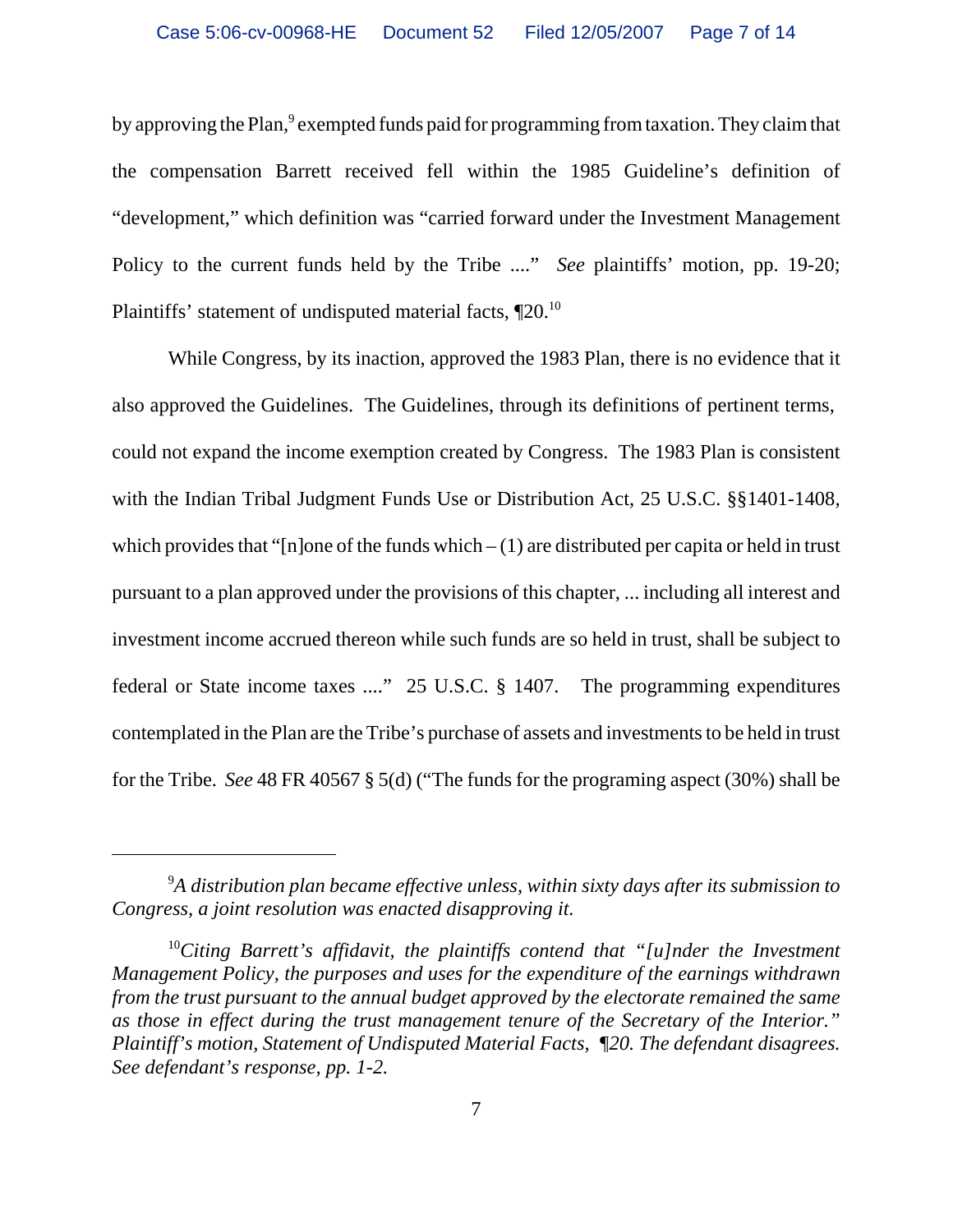by approving the Plan,[9] exempted funds paid for programming from taxation. They claim that the compensation Barrett received fell within the 1985 Guideline's definition of "development," which definition was "carried forward under the Investment Management Policy to the current funds held by the Tribe ...." *See* plaintiffs' motion, pp. 19-20; Plaintiffs' statement of undisputed material facts, ¶20.[10]

While Congress, by its inaction, approved the 1983 Plan, there is no evidence that it also approved the Guidelines. The Guidelines, through its definitions of pertinent terms, could not expand the income exemption created by Congress. The 1983 Plan is consistent with the Indian Tribal Judgment Funds Use or Distribution Act, 25 U.S.C. §§1401-1408, which provides that "[n]one of the funds which – (1) are distributed per capita or held in trust pursuant to a plan approved under the provisions of this chapter, ... including all interest and investment income accrued thereon while such funds are so held in trust, shall be subject to federal or State income taxes ...." 25 U.S.C. § 1407. The programming expenditures contemplated in the Plan are the Tribe's purchase of assets and investments to be held in trust for the Tribe. *See* 48 FR 40567 § 5(d) ("The funds for the programing aspect (30%) shall be

---

[9]*A distribution plan became effective unless, within sixty days after its submission to Congress, a joint resolution was enacted disapproving it.*

[10]*Citing Barrett's affidavit, the plaintiffs contend that "[u]nder the Investment Management Policy, the purposes and uses for the expenditure of the earnings withdrawn from the trust pursuant to the annual budget approved by the electorate remained the same as those in effect during the trust management tenure of the Secretary of the Interior." Plaintiff's motion, Statement of Undisputed Material Facts, ¶20. The defendant disagrees. See defendant's response, pp. 1-2.*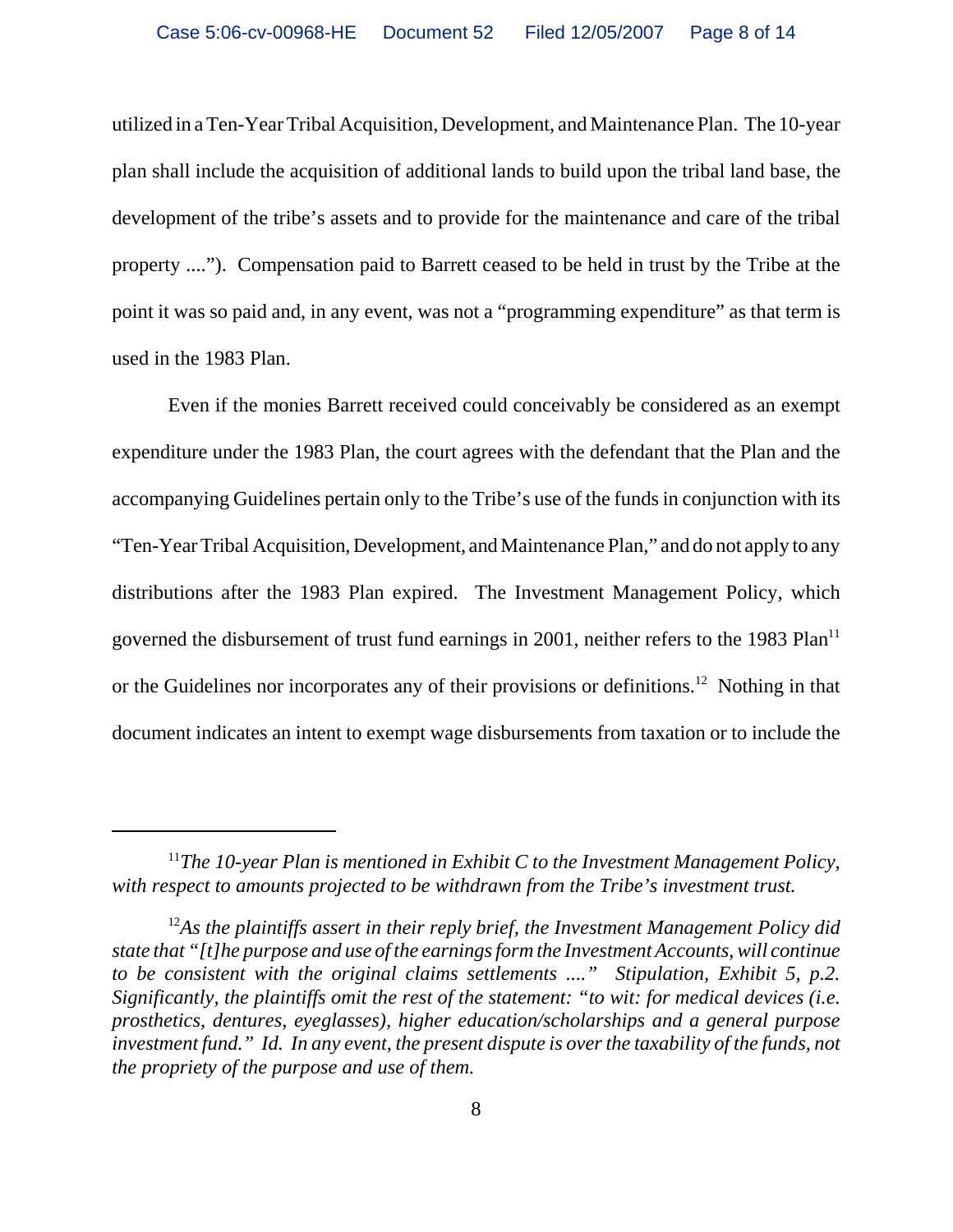utilized in a Ten-Year Tribal Acquisition, Development, and Maintenance Plan. The 10-year plan shall include the acquisition of additional lands to build upon the tribal land base, the development of the tribe's assets and to provide for the maintenance and care of the tribal property ...."). Compensation paid to Barrett ceased to be held in trust by the Tribe at the point it was so paid and, in any event, was not a "programming expenditure" as that term is used in the 1983 Plan.

Even if the monies Barrett received could conceivably be considered as an exempt expenditure under the 1983 Plan, the court agrees with the defendant that the Plan and the accompanying Guidelines pertain only to the Tribe's use of the funds in conjunction with its "Ten-Year Tribal Acquisition, Development, and Maintenance Plan," and do not apply to any distributions after the 1983 Plan expired. The Investment Management Policy, which governed the disbursement of trust fund earnings in 2001, neither refers to the 1983 Plan[11] or the Guidelines nor incorporates any of their provisions or definitions.[12] Nothing in that document indicates an intent to exempt wage disbursements from taxation or to include the

---

[11]*The 10-year Plan is mentioned in Exhibit C to the Investment Management Policy, with respect to amounts projected to be withdrawn from the Tribe's investment trust.*

[12]*As the plaintiffs assert in their reply brief, the Investment Management Policy did state that "[t]he purpose and use of the earnings form the Investment Accounts, will continue to be consistent with the original claims settlements ...." Stipulation, Exhibit 5, p.2. Significantly, the plaintiffs omit the rest of the statement: "to wit: for medical devices (i.e. prosthetics, dentures, eyeglasses), higher education/scholarships and a general purpose investment fund." Id. In any event, the present dispute is over the taxability of the funds, not the propriety of the purpose and use of them.*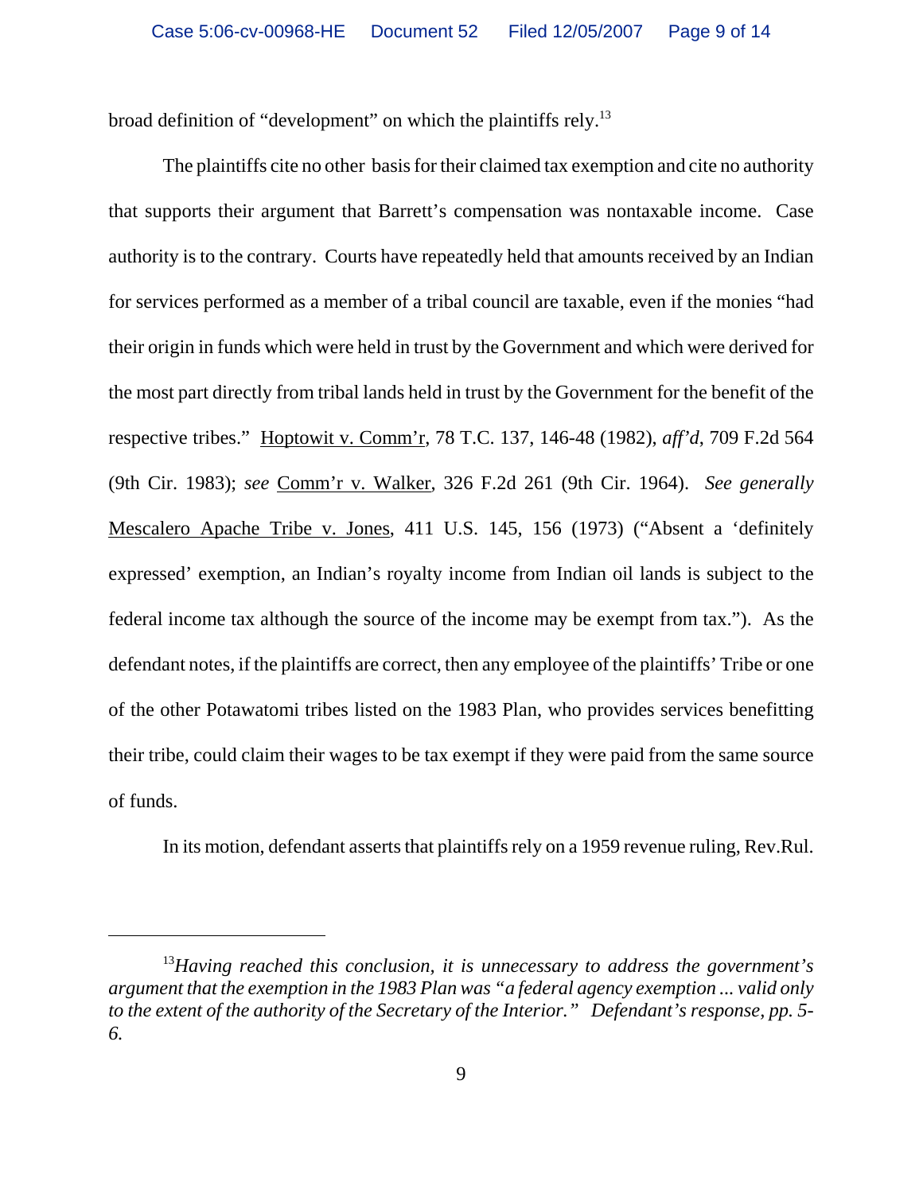broad definition of "development" on which the plaintiffs rely.[13]

The plaintiffs cite no other basis for their claimed tax exemption and cite no authority that supports their argument that Barrett's compensation was nontaxable income. Case authority is to the contrary. Courts have repeatedly held that amounts received by an Indian for services performed as a member of a tribal council are taxable, even if the monies "had their origin in funds which were held in trust by the Government and which were derived for the most part directly from tribal lands held in trust by the Government for the benefit of the respective tribes." Hoptowit v. Comm'r, 78 T.C. 137, 146-48 (1982), *aff'd*, 709 F.2d 564 (9th Cir. 1983); *see* Comm'r v. Walker, 326 F.2d 261 (9th Cir. 1964). *See generally* Mescalero Apache Tribe v. Jones, 411 U.S. 145, 156 (1973) ("Absent a 'definitely expressed' exemption, an Indian's royalty income from Indian oil lands is subject to the federal income tax although the source of the income may be exempt from tax."). As the defendant notes, if the plaintiffs are correct, then any employee of the plaintiffs' Tribe or one of the other Potawatomi tribes listed on the 1983 Plan, who provides services benefitting their tribe, could claim their wages to be tax exempt if they were paid from the same source of funds.

In its motion, defendant asserts that plaintiffs rely on a 1959 revenue ruling, Rev.Rul.

---

[13]*Having reached this conclusion, it is unnecessary to address the government's argument that the exemption in the 1983 Plan was "a federal agency exemption ... valid only to the extent of the authority of the Secretary of the Interior." Defendant's response, pp. 5-6.*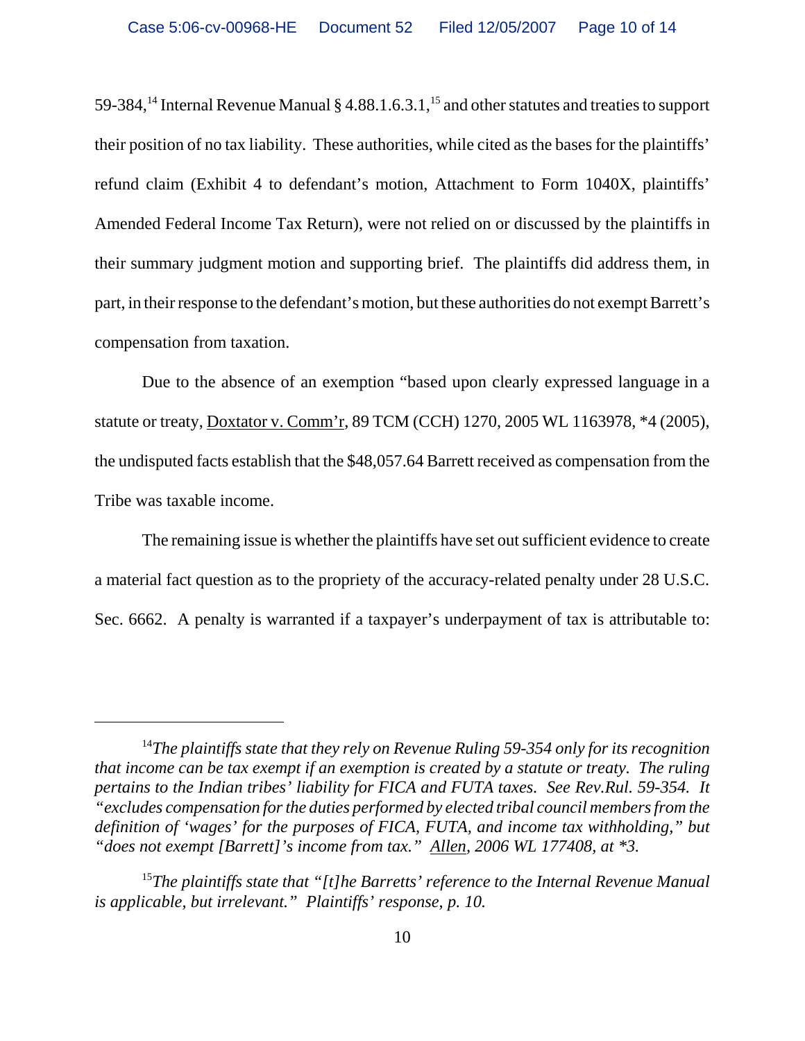59-384,[14] Internal Revenue Manual § 4.88.1.6.3.1,[15] and other statutes and treaties to support their position of no tax liability. These authorities, while cited as the bases for the plaintiffs' refund claim (Exhibit 4 to defendant's motion, Attachment to Form 1040X, plaintiffs' Amended Federal Income Tax Return), were not relied on or discussed by the plaintiffs in their summary judgment motion and supporting brief. The plaintiffs did address them, in part, in their response to the defendant's motion, but these authorities do not exempt Barrett's compensation from taxation.

Due to the absence of an exemption "based upon clearly expressed language in a statute or treaty, Doxtator v. Comm'r, 89 TCM (CCH) 1270, 2005 WL 1163978, *4 (2005), the undisputed facts establish that the $48,057.64 Barrett received as compensation from the Tribe was taxable income.

The remaining issue is whether the plaintiffs have set out sufficient evidence to create a material fact question as to the propriety of the accuracy-related penalty under 28 U.S.C. Sec. 6662. A penalty is warranted if a taxpayer's underpayment of tax is attributable to:

---

[14]*The plaintiffs state that they rely on Revenue Ruling 59-354 only for its recognition that income can be tax exempt if an exemption is created by a statute or treaty. The ruling pertains to the Indian tribes' liability for FICA and FUTA taxes. See Rev.Rul. 59-354. It "excludes compensation for the duties performed by elected tribal council members from the definition of 'wages' for the purposes of FICA, FUTA, and income tax withholding," but "does not exempt [Barrett]'s income from tax." Allen, 2006 WL 177408, at *3.*

[15]*The plaintiffs state that "[t]he Barretts' reference to the Internal Revenue Manual is applicable, but irrelevant." Plaintiffs' response, p. 10.*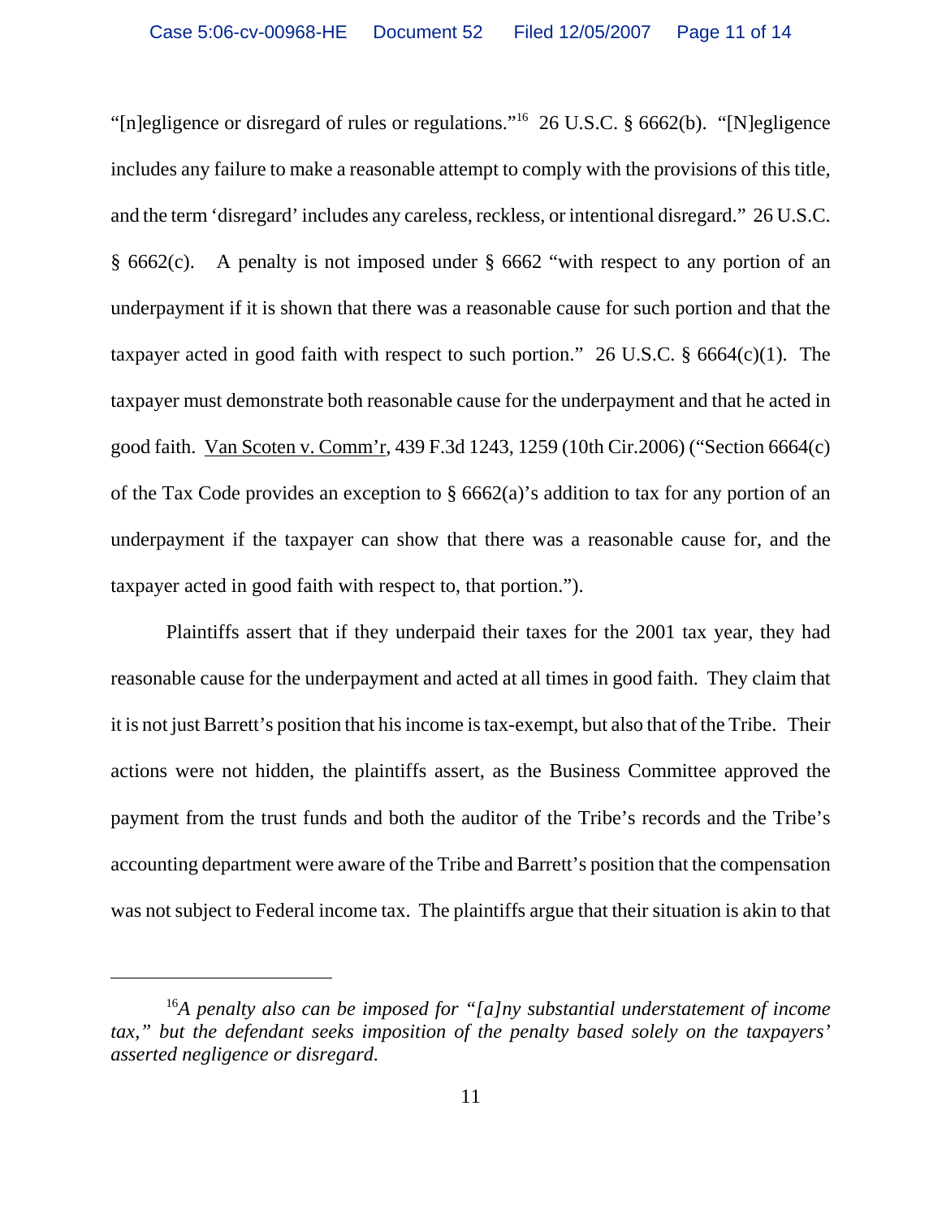"[n]egligence or disregard of rules or regulations."[16] 26 U.S.C. § 6662(b). "[N]egligence includes any failure to make a reasonable attempt to comply with the provisions of this title, and the term 'disregard' includes any careless, reckless, or intentional disregard." 26 U.S.C. § 6662(c). A penalty is not imposed under § 6662 "with respect to any portion of an underpayment if it is shown that there was a reasonable cause for such portion and that the taxpayer acted in good faith with respect to such portion." 26 U.S.C. § 6664(c)(1). The taxpayer must demonstrate both reasonable cause for the underpayment and that he acted in good faith. Van Scoten v. Comm'r, 439 F.3d 1243, 1259 (10th Cir.2006) ("Section 6664(c) of the Tax Code provides an exception to § 6662(a)'s addition to tax for any portion of an underpayment if the taxpayer can show that there was a reasonable cause for, and the taxpayer acted in good faith with respect to, that portion.").

Plaintiffs assert that if they underpaid their taxes for the 2001 tax year, they had reasonable cause for the underpayment and acted at all times in good faith. They claim that it is not just Barrett's position that his income is tax-exempt, but also that of the Tribe. Their actions were not hidden, the plaintiffs assert, as the Business Committee approved the payment from the trust funds and both the auditor of the Tribe's records and the Tribe's accounting department were aware of the Tribe and Barrett's position that the compensation was not subject to Federal income tax. The plaintiffs argue that their situation is akin to that

---

[16]*A penalty also can be imposed for "[a]ny substantial understatement of income tax," but the defendant seeks imposition of the penalty based solely on the taxpayers' asserted negligence or disregard.*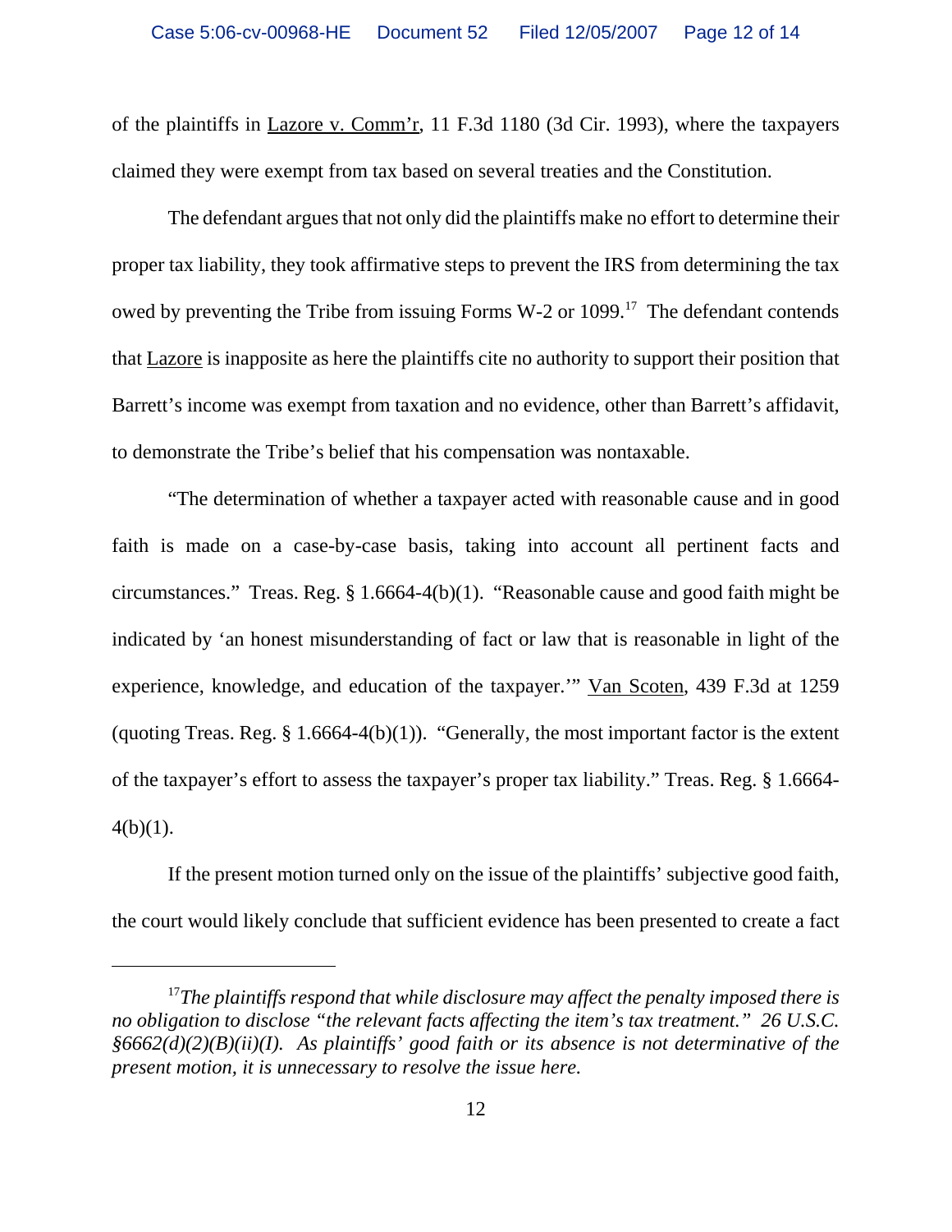of the plaintiffs in Lazore v. Comm'r, 11 F.3d 1180 (3d Cir. 1993), where the taxpayers claimed they were exempt from tax based on several treaties and the Constitution.

The defendant argues that not only did the plaintiffs make no effort to determine their proper tax liability, they took affirmative steps to prevent the IRS from determining the tax owed by preventing the Tribe from issuing Forms W-2 or 1099.[17] The defendant contends that Lazore is inapposite as here the plaintiffs cite no authority to support their position that Barrett's income was exempt from taxation and no evidence, other than Barrett's affidavit, to demonstrate the Tribe's belief that his compensation was nontaxable.

"The determination of whether a taxpayer acted with reasonable cause and in good faith is made on a case-by-case basis, taking into account all pertinent facts and circumstances." Treas. Reg. § 1.6664-4(b)(1). "Reasonable cause and good faith might be indicated by 'an honest misunderstanding of fact or law that is reasonable in light of the experience, knowledge, and education of the taxpayer.'" Van Scoten, 439 F.3d at 1259 (quoting Treas. Reg. § 1.6664-4(b)(1)). "Generally, the most important factor is the extent of the taxpayer's effort to assess the taxpayer's proper tax liability." Treas. Reg. § 1.6664-4(b)(1).

If the present motion turned only on the issue of the plaintiffs' subjective good faith, the court would likely conclude that sufficient evidence has been presented to create a fact

---

[17] *The plaintiffs respond that while disclosure may affect the penalty imposed there is no obligation to disclose "the relevant facts affecting the item's tax treatment." 26 U.S.C. §6662(d)(2)(B)(ii)(I). As plaintiffs' good faith or its absence is not determinative of the present motion, it is unnecessary to resolve the issue here.*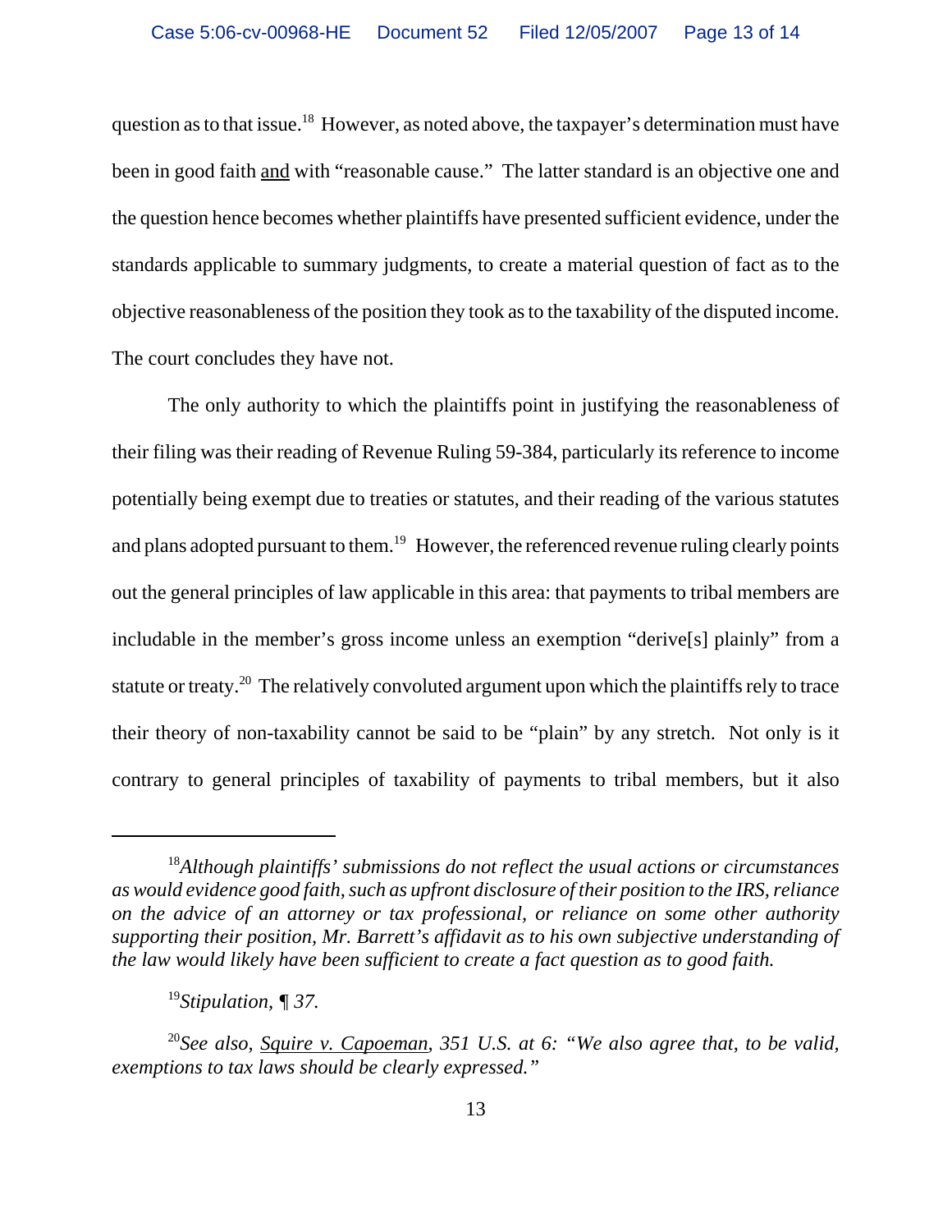question as to that issue.[18] However, as noted above, the taxpayer's determination must have been in good faith and with "reasonable cause." The latter standard is an objective one and the question hence becomes whether plaintiffs have presented sufficient evidence, under the standards applicable to summary judgments, to create a material question of fact as to the objective reasonableness of the position they took as to the taxability of the disputed income. The court concludes they have not.

The only authority to which the plaintiffs point in justifying the reasonableness of their filing was their reading of Revenue Ruling 59-384, particularly its reference to income potentially being exempt due to treaties or statutes, and their reading of the various statutes and plans adopted pursuant to them.[19] However, the referenced revenue ruling clearly points out the general principles of law applicable in this area: that payments to tribal members are includable in the member's gross income unless an exemption "derive[s] plainly" from a statute or treaty.[20] The relatively convoluted argument upon which the plaintiffs rely to trace their theory of non-taxability cannot be said to be "plain" by any stretch. Not only is it contrary to general principles of taxability of payments to tribal members, but it also

---

[18] *Although plaintiffs' submissions do not reflect the usual actions or circumstances as would evidence good faith, such as upfront disclosure of their position to the IRS, reliance on the advice of an attorney or tax professional, or reliance on some other authority supporting their position, Mr. Barrett's affidavit as to his own subjective understanding of the law would likely have been sufficient to create a fact question as to good faith.*

[19] *Stipulation, ¶ 37.*

[20] *See also, Squire v. Capoeman, 351 U.S. at 6: "We also agree that, to be valid, exemptions to tax laws should be clearly expressed."*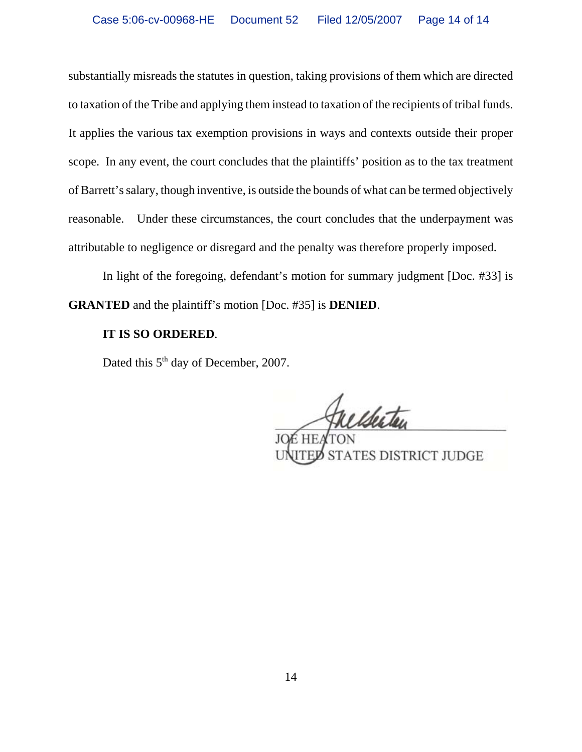substantially misreads the statutes in question, taking provisions of them which are directed to taxation of the Tribe and applying them instead to taxation of the recipients of tribal funds. It applies the various tax exemption provisions in ways and contexts outside their proper scope. In any event, the court concludes that the plaintiffs' position as to the tax treatment of Barrett's salary, though inventive, is outside the bounds of what can be termed objectively reasonable. Under these circumstances, the court concludes that the underpayment was attributable to negligence or disregard and the penalty was therefore properly imposed.

In light of the foregoing, defendant's motion for summary judgment [Doc. #33] is **GRANTED** and the plaintiff's motion [Doc. #35] is **DENIED**.

**IT IS SO ORDERED**.

Dated this 5th day of December, 2007.

JOE HEATON
UNITED STATES DISTRICT JUDGE